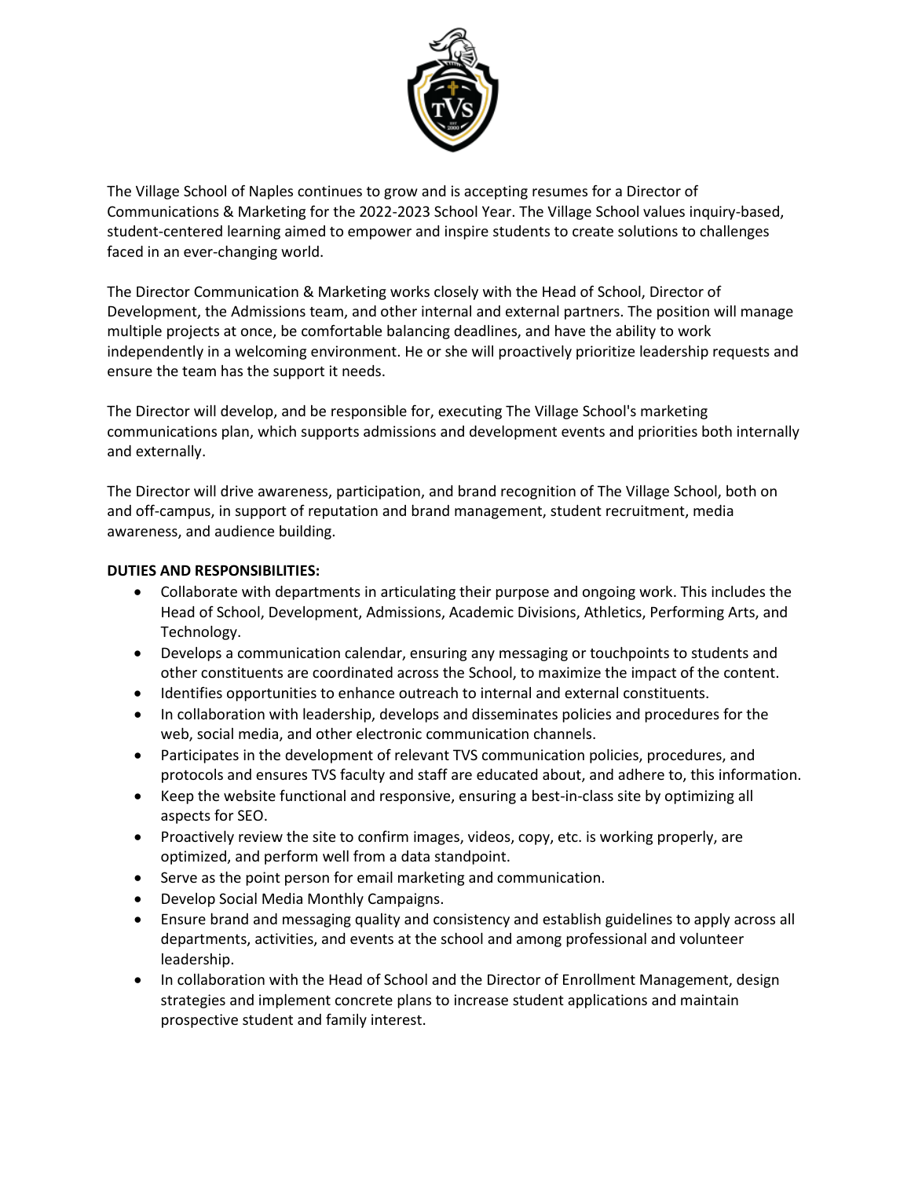The Village School of Naples continues to grow and is accepting resumes for a Director of Communications & Marketing for the 2022-2023 School Year. The Village School values inquiry-based, student-centered learning aimed to empower and inspire students to create solutions to challenges faced in an ever-changing world.

The Director Communication & Marketing works closely with the Head of School, Director of Development, the Admissions team, and other internal and external partners. The position will manage multiple projects at once, be comfortable balancing deadlines, and have the ability to work independently in a welcoming environment. He or she will proactively prioritize leadership requests and ensure the team has the support it needs.

The Director will develop, and be responsible for, executing The Village School's marketing communications plan, which supports admissions and development events and priorities both internally and externally.

The Director will drive awareness, participation, and brand recognition of The Village School, both on and off-campus, in support of reputation and brand management, student recruitment, media awareness, and audience building.

**DUTIES AND RESPONSIBILITIES:**

- Collaborate with departments in articulating their purpose and ongoing work. This includes the Head of School, Development, Admissions, Academic Divisions, Athletics, Performing Arts, and Technology.
- Develops a communication calendar, ensuring any messaging or touchpoints to students and other constituents are coordinated across the School, to maximize the impact of the content.
- Identifies opportunities to enhance outreach to internal and external constituents.
- In collaboration with leadership, develops and disseminates policies and procedures for the web, social media, and other electronic communication channels.
- Participates in the development of relevant TVS communication policies, procedures, and protocols and ensures TVS faculty and staff are educated about, and adhere to, this information.
- Keep the website functional and responsive, ensuring a best-in-class site by optimizing all aspects for SEO.
- Proactively review the site to confirm images, videos, copy, etc. is working properly, are optimized, and perform well from a data standpoint.
- Serve as the point person for email marketing and communication.
- Develop Social Media Monthly Campaigns.
- Ensure brand and messaging quality and consistency and establish guidelines to apply across all departments, activities, and events at the school and among professional and volunteer leadership.
- In collaboration with the Head of School and the Director of Enrollment Management, design strategies and implement concrete plans to increase student applications and maintain prospective student and family interest.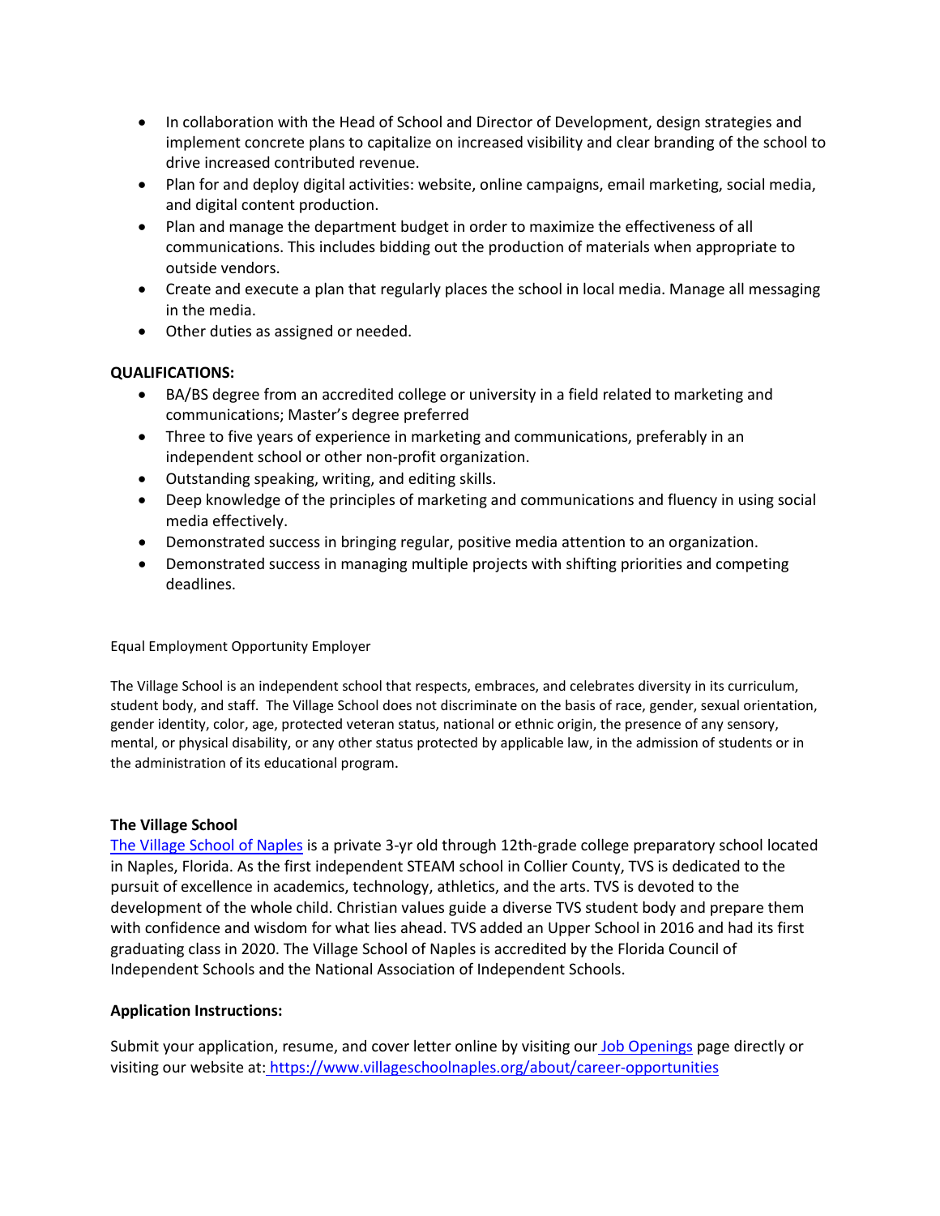- In collaboration with the Head of School and Director of Development, design strategies and implement concrete plans to capitalize on increased visibility and clear branding of the school to drive increased contributed revenue.
- Plan for and deploy digital activities: website, online campaigns, email marketing, social media, and digital content production.
- Plan and manage the department budget in order to maximize the effectiveness of all communications. This includes bidding out the production of materials when appropriate to outside vendors.
- Create and execute a plan that regularly places the school in local media. Manage all messaging in the media.
- Other duties as assigned or needed.

**QUALIFICATIONS:**

- BA/BS degree from an accredited college or university in a field related to marketing and communications; Master's degree preferred
- Three to five years of experience in marketing and communications, preferably in an independent school or other non-profit organization.
- Outstanding speaking, writing, and editing skills.
- Deep knowledge of the principles of marketing and communications and fluency in using social media effectively.
- Demonstrated success in bringing regular, positive media attention to an organization.
- Demonstrated success in managing multiple projects with shifting priorities and competing deadlines.

Equal Employment Opportunity Employer

The Village School is an independent school that respects, embraces, and celebrates diversity in its curriculum, student body, and staff. The Village School does not discriminate on the basis of race, gender, sexual orientation, gender identity, color, age, protected veteran status, national or ethnic origin, the presence of any sensory, mental, or physical disability, or any other status protected by applicable law, in the admission of students or in the administration of its educational program.

**The Village School**

The Village School of Naples is a private 3-yr old through 12th-grade college preparatory school located in Naples, Florida. As the first independent STEAM school in Collier County, TVS is dedicated to the pursuit of excellence in academics, technology, athletics, and the arts. TVS is devoted to the development of the whole child. Christian values guide a diverse TVS student body and prepare them with confidence and wisdom for what lies ahead. TVS added an Upper School in 2016 and had its first graduating class in 2020. The Village School of Naples is accredited by the Florida Council of Independent Schools and the National Association of Independent Schools.

**Application Instructions:**

Submit your application, resume, and cover letter online by visiting our Job Openings page directly or visiting our website at: https://www.villageschoolnaples.org/about/career-opportunities